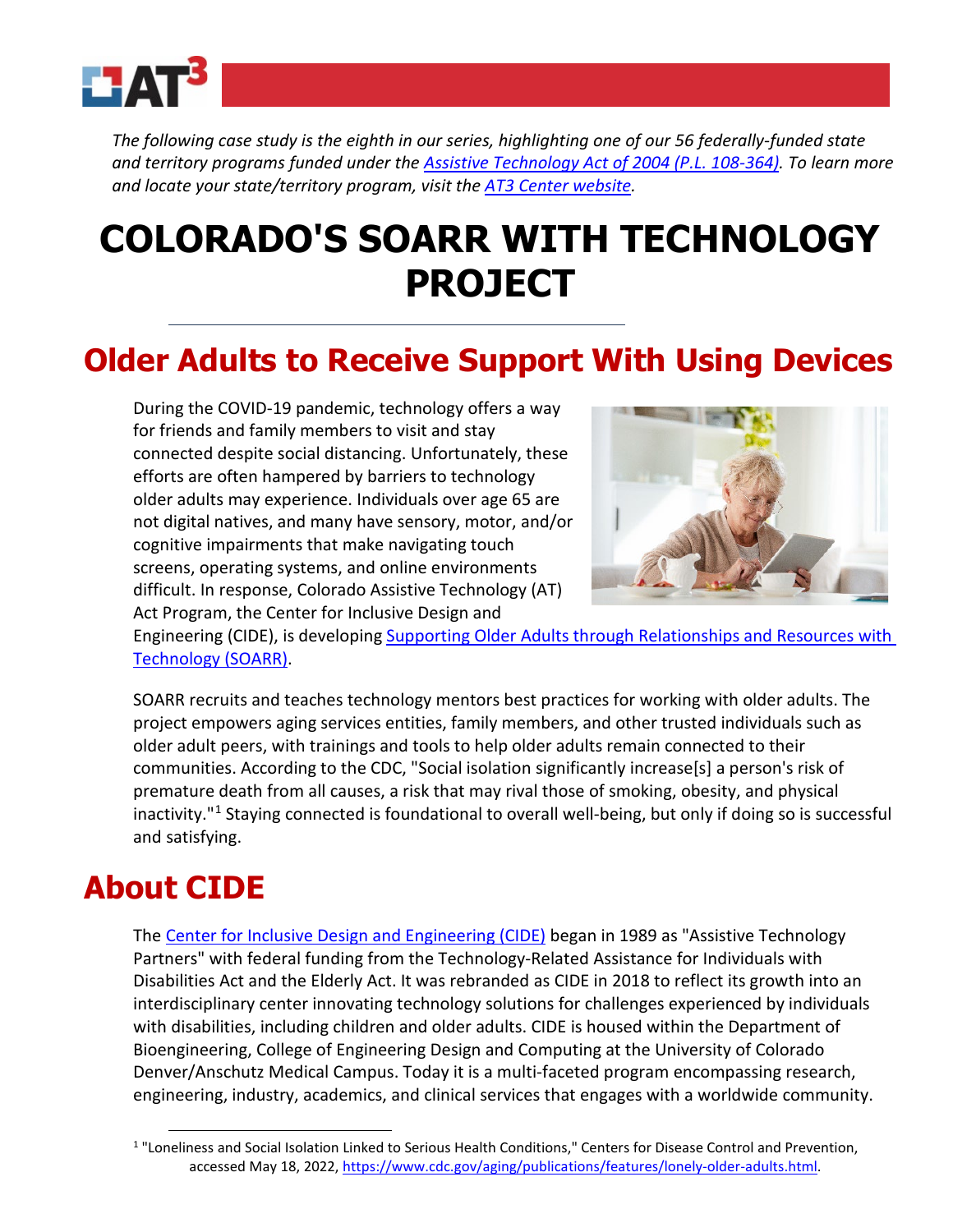*The following case study is the eighth in our series, highlighting one of our 56 federally-funded state and territory programs funded under the [Assistive Technology Act of 2004 (P.L. 108-364)](). To learn more and locate your state/territory program, visit the [AT3 Center website]().*

# COLORADO'S SOARR WITH TECHNOLOGY PROJECT

## Older Adults to Receive Support With Using Devices

During the COVID-19 pandemic, technology offers a way for friends and family members to visit and stay connected despite social distancing. Unfortunately, these efforts are often hampered by barriers to technology older adults may experience. Individuals over age 65 are not digital natives, and many have sensory, motor, and/or cognitive impairments that make navigating touch screens, operating systems, and online environments difficult. In response, Colorado Assistive Technology (AT) Act Program, the Center for Inclusive Design and Engineering (CIDE), is developing [Supporting Older Adults through Relationships and Resources with Technology (SOARR)]().

SOARR recruits and teaches technology mentors best practices for working with older adults. The project empowers aging services entities, family members, and other trusted individuals such as older adult peers, with trainings and tools to help older adults remain connected to their communities. According to the CDC, "Social isolation significantly increase[s] a person's risk of premature death from all causes, a risk that may rival those of smoking, obesity, and physical inactivity."[1] Staying connected is foundational to overall well-being, but only if doing so is successful and satisfying.

## About CIDE

The [Center for Inclusive Design and Engineering (CIDE)]() began in 1989 as "Assistive Technology Partners" with federal funding from the Technology-Related Assistance for Individuals with Disabilities Act and the Elderly Act. It was rebranded as CIDE in 2018 to reflect its growth into an interdisciplinary center innovating technology solutions for challenges experienced by individuals with disabilities, including children and older adults. CIDE is housed within the Department of Bioengineering, College of Engineering Design and Computing at the University of Colorado Denver/Anschutz Medical Campus. Today it is a multi-faceted program encompassing research, engineering, industry, academics, and clinical services that engages with a worldwide community.

---

[1] "Loneliness and Social Isolation Linked to Serious Health Conditions," Centers for Disease Control and Prevention, accessed May 18, 2022, https://www.cdc.gov/aging/publications/features/lonely-older-adults.html.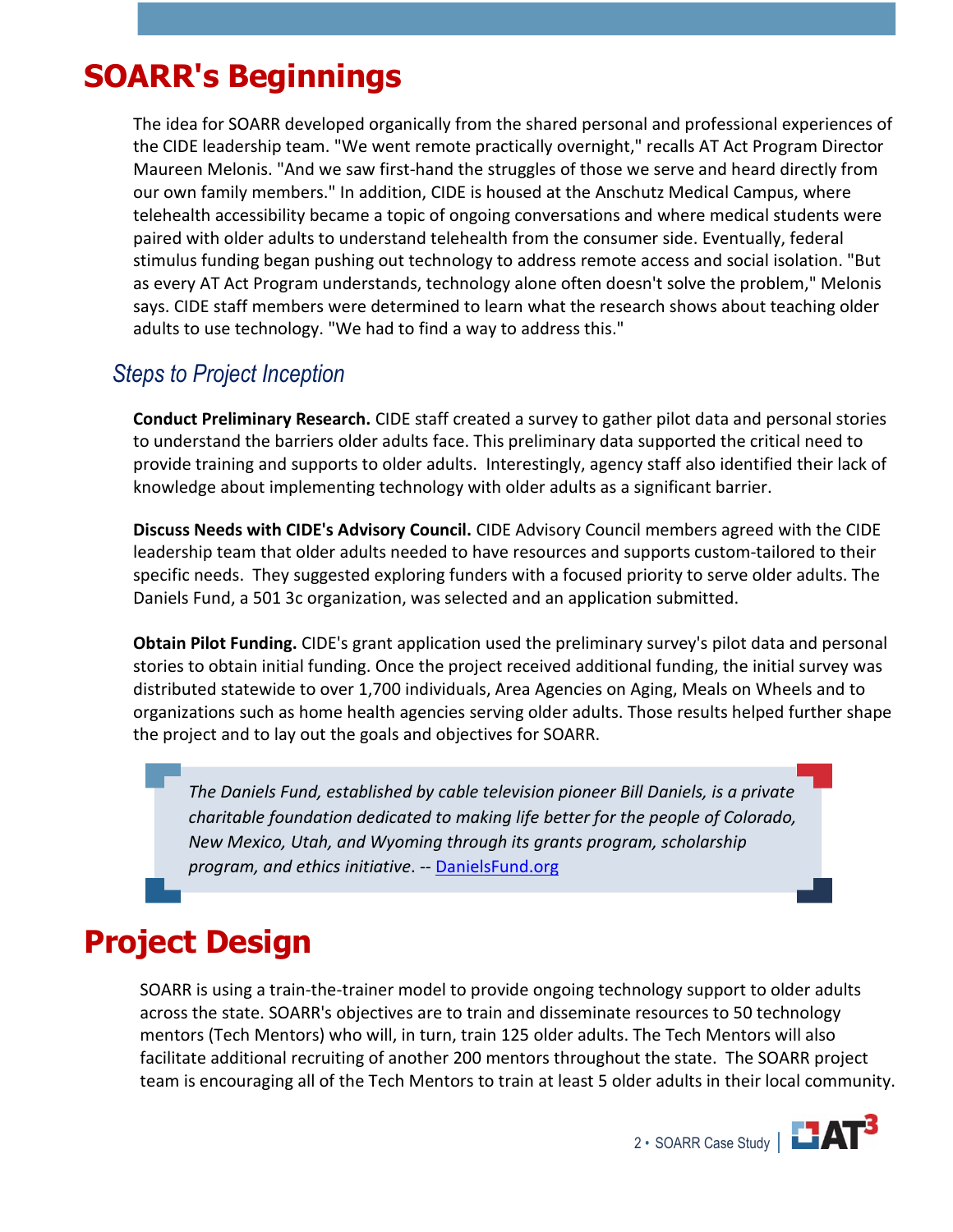# SOARR's Beginnings

The idea for SOARR developed organically from the shared personal and professional experiences of the CIDE leadership team. "We went remote practically overnight," recalls AT Act Program Director Maureen Melonis. "And we saw first-hand the struggles of those we serve and heard directly from our own family members." In addition, CIDE is housed at the Anschutz Medical Campus, where telehealth accessibility became a topic of ongoing conversations and where medical students were paired with older adults to understand telehealth from the consumer side. Eventually, federal stimulus funding began pushing out technology to address remote access and social isolation. "But as every AT Act Program understands, technology alone often doesn't solve the problem," Melonis says. CIDE staff members were determined to learn what the research shows about teaching older adults to use technology. "We had to find a way to address this."

## *Steps to Project Inception*

**Conduct Preliminary Research.** CIDE staff created a survey to gather pilot data and personal stories to understand the barriers older adults face. This preliminary data supported the critical need to provide training and supports to older adults. Interestingly, agency staff also identified their lack of knowledge about implementing technology with older adults as a significant barrier.

**Discuss Needs with CIDE's Advisory Council.** CIDE Advisory Council members agreed with the CIDE leadership team that older adults needed to have resources and supports custom-tailored to their specific needs. They suggested exploring funders with a focused priority to serve older adults. The Daniels Fund, a 501 3c organization, was selected and an application submitted.

**Obtain Pilot Funding.** CIDE's grant application used the preliminary survey's pilot data and personal stories to obtain initial funding. Once the project received additional funding, the initial survey was distributed statewide to over 1,700 individuals, Area Agencies on Aging, Meals on Wheels and to organizations such as home health agencies serving older adults. Those results helped further shape the project and to lay out the goals and objectives for SOARR.

> *The Daniels Fund, established by cable television pioneer Bill Daniels, is a private charitable foundation dedicated to making life better for the people of Colorado, New Mexico, Utah, and Wyoming through its grants program, scholarship program, and ethics initiative*. -- [DanielsFund.org](DanielsFund.org)

# Project Design

SOARR is using a train-the-trainer model to provide ongoing technology support to older adults across the state. SOARR's objectives are to train and disseminate resources to 50 technology mentors (Tech Mentors) who will, in turn, train 125 older adults. The Tech Mentors will also facilitate additional recruiting of another 200 mentors throughout the state. The SOARR project team is encouraging all of the Tech Mentors to train at least 5 older adults in their local community.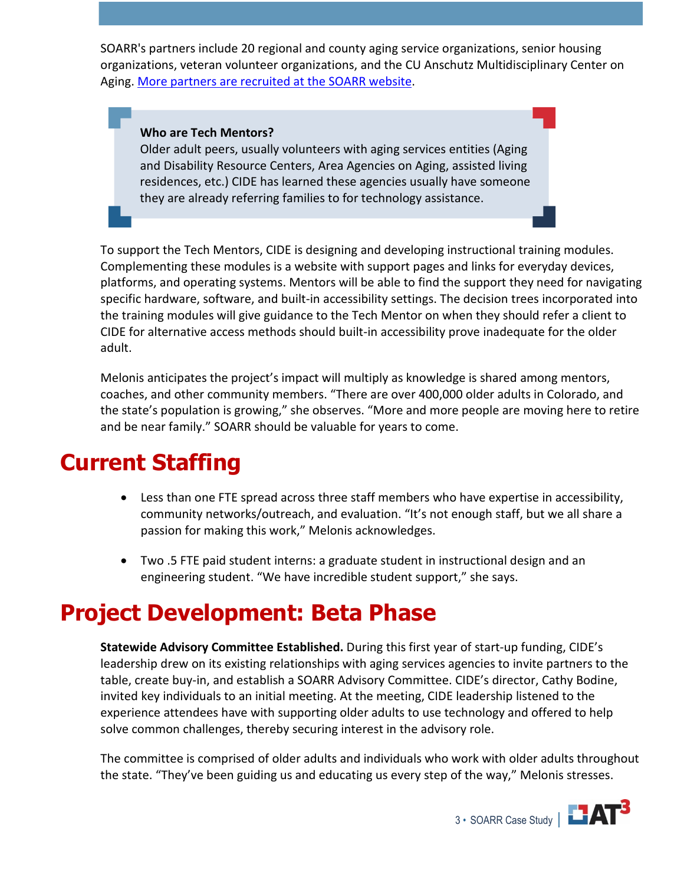SOARR's partners include 20 regional and county aging service organizations, senior housing organizations, veteran volunteer organizations, and the CU Anschutz Multidisciplinary Center on Aging. [More partners are recruited at the SOARR website](#).

> **Who are Tech Mentors?**
> Older adult peers, usually volunteers with aging services entities (Aging and Disability Resource Centers, Area Agencies on Aging, assisted living residences, etc.) CIDE has learned these agencies usually have someone they are already referring families to for technology assistance.

To support the Tech Mentors, CIDE is designing and developing instructional training modules. Complementing these modules is a website with support pages and links for everyday devices, platforms, and operating systems. Mentors will be able to find the support they need for navigating specific hardware, software, and built-in accessibility settings. The decision trees incorporated into the training modules will give guidance to the Tech Mentor on when they should refer a client to CIDE for alternative access methods should built-in accessibility prove inadequate for the older adult.

Melonis anticipates the project's impact will multiply as knowledge is shared among mentors, coaches, and other community members. "There are over 400,000 older adults in Colorado, and the state's population is growing," she observes. "More and more people are moving here to retire and be near family." SOARR should be valuable for years to come.

# Current Staffing

- Less than one FTE spread across three staff members who have expertise in accessibility, community networks/outreach, and evaluation. "It's not enough staff, but we all share a passion for making this work," Melonis acknowledges.
- Two .5 FTE paid student interns: a graduate student in instructional design and an engineering student. "We have incredible student support," she says.

# Project Development: Beta Phase

**Statewide Advisory Committee Established.** During this first year of start-up funding, CIDE's leadership drew on its existing relationships with aging services agencies to invite partners to the table, create buy-in, and establish a SOARR Advisory Committee. CIDE's director, Cathy Bodine, invited key individuals to an initial meeting. At the meeting, CIDE leadership listened to the experience attendees have with supporting older adults to use technology and offered to help solve common challenges, thereby securing interest in the advisory role.

The committee is comprised of older adults and individuals who work with older adults throughout the state. "They've been guiding us and educating us every step of the way," Melonis stresses.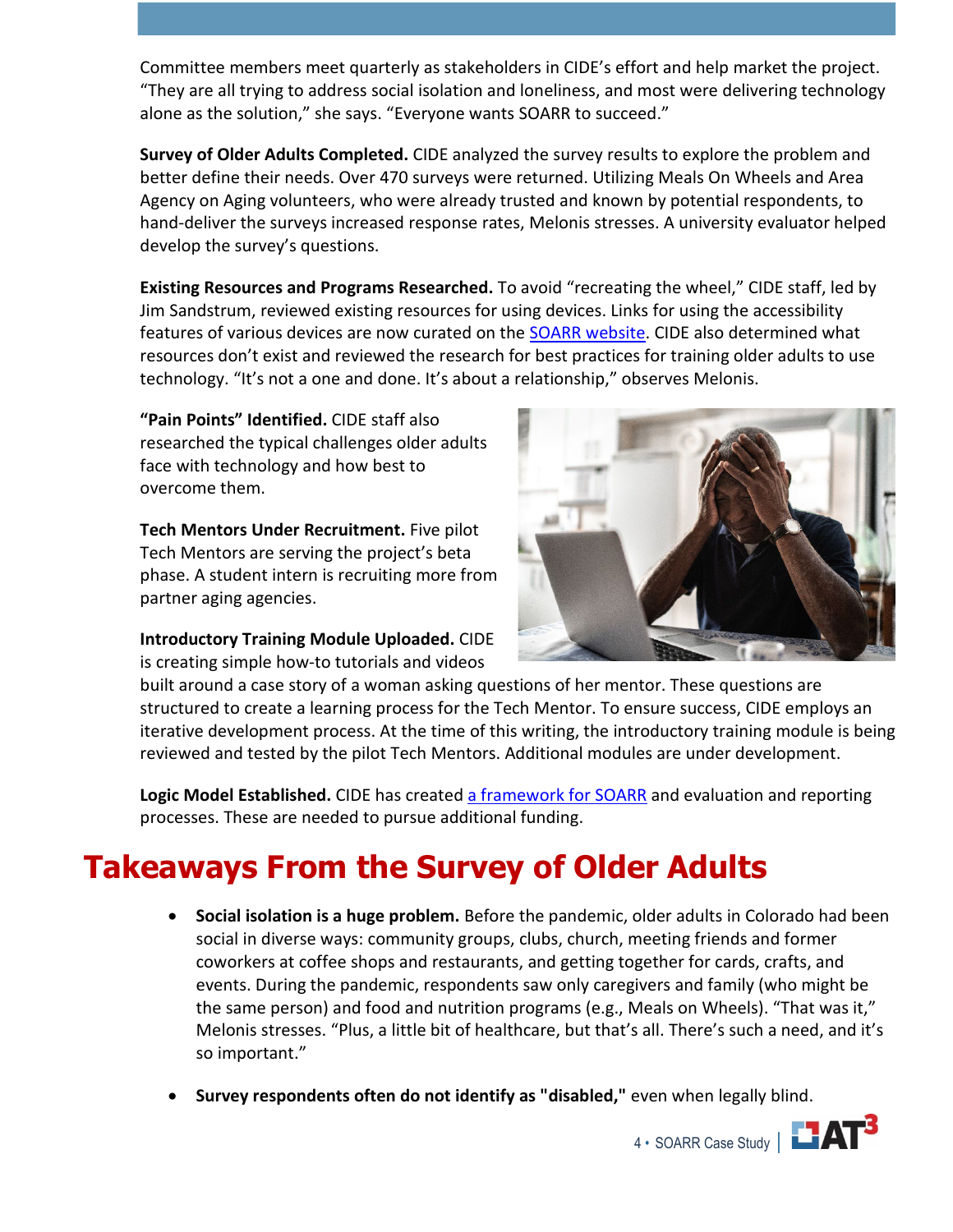Committee members meet quarterly as stakeholders in CIDE's effort and help market the project. "They are all trying to address social isolation and loneliness, and most were delivering technology alone as the solution," she says. "Everyone wants SOARR to succeed."

**Survey of Older Adults Completed.** CIDE analyzed the survey results to explore the problem and better define their needs. Over 470 surveys were returned. Utilizing Meals On Wheels and Area Agency on Aging volunteers, who were already trusted and known by potential respondents, to hand-deliver the surveys increased response rates, Melonis stresses. A university evaluator helped develop the survey's questions.

**Existing Resources and Programs Researched.** To avoid "recreating the wheel," CIDE staff, led by Jim Sandstrum, reviewed existing resources for using devices. Links for using the accessibility features of various devices are now curated on the [SOARR website](). CIDE also determined what resources don't exist and reviewed the research for best practices for training older adults to use technology. "It's not a one and done. It's about a relationship," observes Melonis.

**"Pain Points" Identified.** CIDE staff also researched the typical challenges older adults face with technology and how best to overcome them.

**Tech Mentors Under Recruitment.** Five pilot Tech Mentors are serving the project's beta phase. A student intern is recruiting more from partner aging agencies.

**Introductory Training Module Uploaded.** CIDE is creating simple how-to tutorials and videos built around a case story of a woman asking questions of her mentor. These questions are structured to create a learning process for the Tech Mentor. To ensure success, CIDE employs an iterative development process. At the time of this writing, the introductory training module is being reviewed and tested by the pilot Tech Mentors. Additional modules are under development.

**Logic Model Established.** CIDE has created [a framework for SOARR]() and evaluation and reporting processes. These are needed to pursue additional funding.

# Takeaways From the Survey of Older Adults

- **Social isolation is a huge problem.** Before the pandemic, older adults in Colorado had been social in diverse ways: community groups, clubs, church, meeting friends and former coworkers at coffee shops and restaurants, and getting together for cards, crafts, and events. During the pandemic, respondents saw only caregivers and family (who might be the same person) and food and nutrition programs (e.g., Meals on Wheels). "That was it," Melonis stresses. "Plus, a little bit of healthcare, but that's all. There's such a need, and it's so important."

- **Survey respondents often do not identify as "disabled,"** even when legally blind.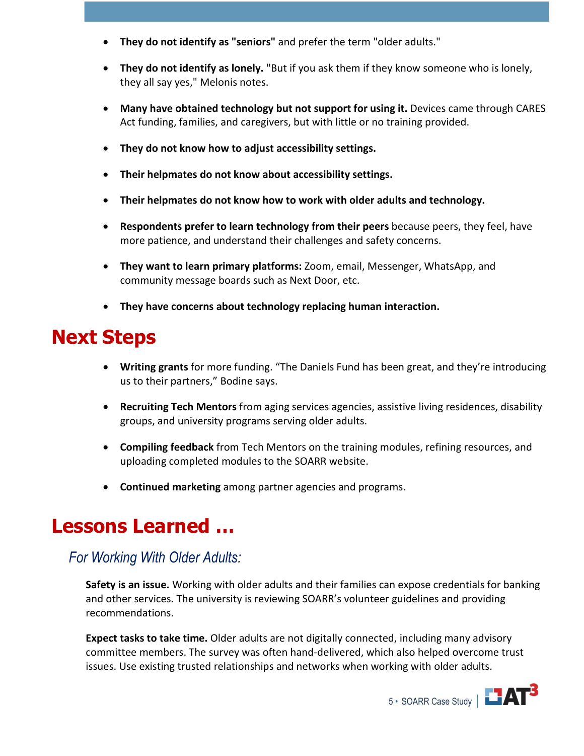- **They do not identify as "seniors"** and prefer the term "older adults."
- **They do not identify as lonely.** "But if you ask them if they know someone who is lonely, they all say yes," Melonis notes.
- **Many have obtained technology but not support for using it.** Devices came through CARES Act funding, families, and caregivers, but with little or no training provided.
- **They do not know how to adjust accessibility settings.**
- **Their helpmates do not know about accessibility settings.**
- **Their helpmates do not know how to work with older adults and technology.**
- **Respondents prefer to learn technology from their peers** because peers, they feel, have more patience, and understand their challenges and safety concerns.
- **They want to learn primary platforms:** Zoom, email, Messenger, WhatsApp, and community message boards such as Next Door, etc.
- **They have concerns about technology replacing human interaction.**

# Next Steps

- **Writing grants** for more funding. "The Daniels Fund has been great, and they're introducing us to their partners," Bodine says.
- **Recruiting Tech Mentors** from aging services agencies, assistive living residences, disability groups, and university programs serving older adults.
- **Compiling feedback** from Tech Mentors on the training modules, refining resources, and uploading completed modules to the SOARR website.
- **Continued marketing** among partner agencies and programs.

# Lessons Learned ...

## *For Working With Older Adults:*

**Safety is an issue.** Working with older adults and their families can expose credentials for banking and other services. The university is reviewing SOARR's volunteer guidelines and providing recommendations.

**Expect tasks to take time.** Older adults are not digitally connected, including many advisory committee members. The survey was often hand-delivered, which also helped overcome trust issues. Use existing trusted relationships and networks when working with older adults.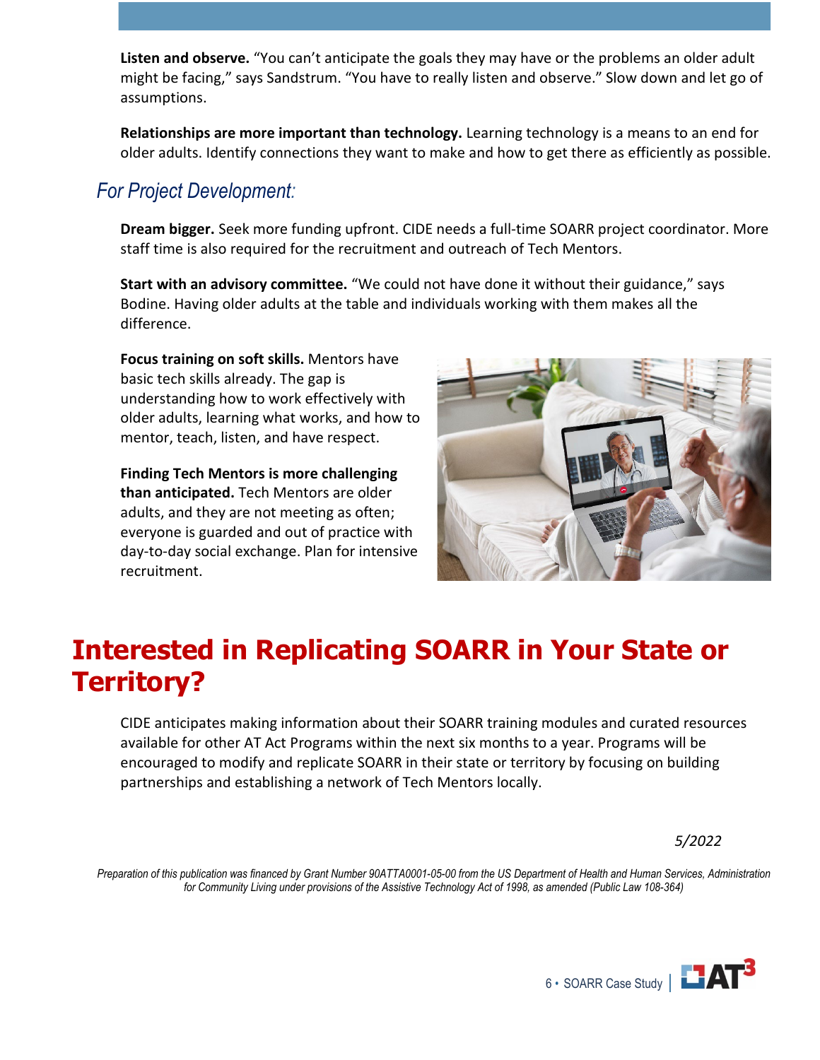**Listen and observe.** "You can't anticipate the goals they may have or the problems an older adult might be facing," says Sandstrum. "You have to really listen and observe." Slow down and let go of assumptions.

**Relationships are more important than technology.** Learning technology is a means to an end for older adults. Identify connections they want to make and how to get there as efficiently as possible.

### *For Project Development:*

**Dream bigger.** Seek more funding upfront. CIDE needs a full-time SOARR project coordinator. More staff time is also required for the recruitment and outreach of Tech Mentors.

**Start with an advisory committee.** "We could not have done it without their guidance," says Bodine. Having older adults at the table and individuals working with them makes all the difference.

**Focus training on soft skills.** Mentors have basic tech skills already. The gap is understanding how to work effectively with older adults, learning what works, and how to mentor, teach, listen, and have respect.

**Finding Tech Mentors is more challenging than anticipated.** Tech Mentors are older adults, and they are not meeting as often; everyone is guarded and out of practice with day-to-day social exchange. Plan for intensive recruitment.

## Interested in Replicating SOARR in Your State or Territory?

CIDE anticipates making information about their SOARR training modules and curated resources available for other AT Act Programs within the next six months to a year. Programs will be encouraged to modify and replicate SOARR in their state or territory by focusing on building partnerships and establishing a network of Tech Mentors locally.

*5/2022*

*Preparation of this publication was financed by Grant Number 90ATTA0001-05-00 from the US Department of Health and Human Services, Administration for Community Living under provisions of the Assistive Technology Act of 1998, as amended (Public Law 108-364)*